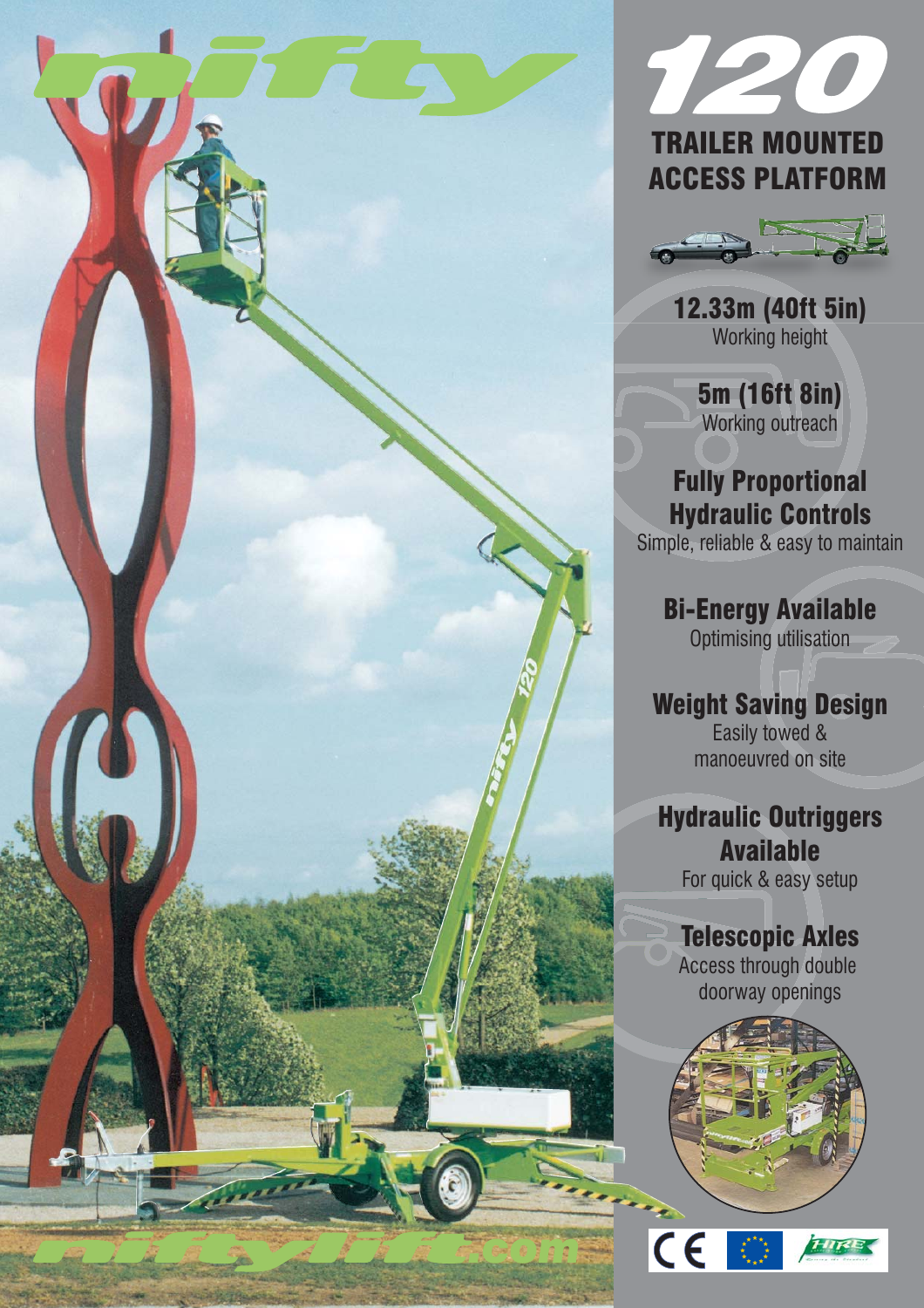# nifty

# 120

## TRAILER MOUNTED ACCESS PLATFORM

**12.33m (40ft 5in)**
Working height

**5m (16ft 8in)**
Working outreach

**Fully Proportional Hydraulic Controls**
Simple, reliable & easy to maintain

**Bi-Energy Available**
Optimising utilisation

**Weight Saving Design**
Easily towed & manoeuvred on site

**Hydraulic Outriggers Available**
For quick & easy setup

**Telescopic Axles**
Access through double doorway openings

niftylift.com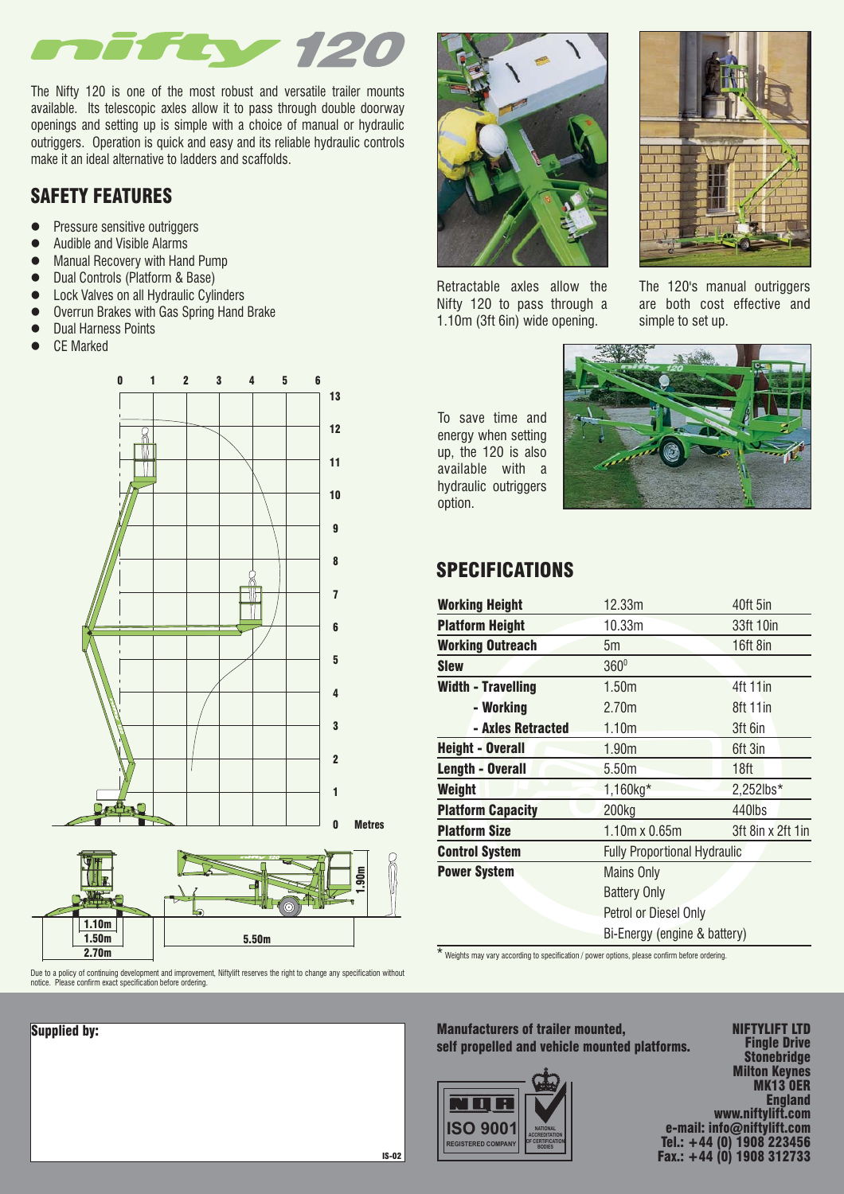# nifty 120

The Nifty 120 is one of the most robust and versatile trailer mounts available. Its telescopic axles allow it to pass through double doorway openings and setting up is simple with a choice of manual or hydraulic outriggers. Operation is quick and easy and its reliable hydraulic controls make it an ideal alternative to ladders and scaffolds.

## SAFETY FEATURES

- Pressure sensitive outriggers
- Audible and Visible Alarms
- Manual Recovery with Hand Pump
- Dual Controls (Platform & Base)
- Lock Valves on all Hydraulic Cylinders
- Overrun Brakes with Gas Spring Hand Brake
- Dual Harness Points
- CE Marked

0 1 2 3 4 5 6

13 12 11 10 9 8 7 6 5 4 3 2 1 0 Metres

1.10m
1.50m
2.70m
5.50m
1.90m

Due to a policy of continuing development and improvement, Niftylift reserves the right to change any specification without notice. Please confirm exact specification before ordering.

Retractable axles allow the Nifty 120 to pass through a 1.10m (3ft 6in) wide opening.

The 120's manual outriggers are both cost effective and simple to set up.

To save time and energy when setting up, the 120 is also available with a hydraulic outriggers option.

## SPECIFICATIONS

| | | |
|---|---|---|
| **Working Height** | 12.33m | 40ft 5in |
| **Platform Height** | 10.33m | 33ft 10in |
| **Working Outreach** | 5m | 16ft 8in |
| **Slew** | 360° | |
| **Width - Travelling** | 1.50m | 4ft 11in |
| **- Working** | 2.70m | 8ft 11in |
| **- Axles Retracted** | 1.10m | 3ft 6in |
| **Height - Overall** | 1.90m | 6ft 3in |
| **Length - Overall** | 5.50m | 18ft |
| **Weight** | 1,160kg* | 2,252lbs* |
| **Platform Capacity** | 200kg | 440lbs |
| **Platform Size** | 1.10m x 0.65m | 3ft 8in x 2ft 1in |
| **Control System** | Fully Proportional Hydraulic | |
| **Power System** | Mains Only | |
| | Battery Only | |
| | Petrol or Diesel Only | |
| | Bi-Energy (engine & battery) | |

* Weights may vary according to specification / power options, please confirm before ordering.

**Supplied by:**

IS-02

**Manufacturers of trailer mounted, self propelled and vehicle mounted platforms.**

NQA ISO 9001 REGISTERED COMPANY

NATIONAL ACCREDITATION OF CERTIFICATION BODIES

**NIFTYLIFT LTD**
**Fingle Drive**
**Stonebridge**
**Milton Keynes**
**MK13 0ER**
**England**
**www.niftylift.com**
**e-mail: info@niftylift.com**
**Tel.: +44 (0) 1908 223456**
**Fax.: +44 (0) 1908 312733**